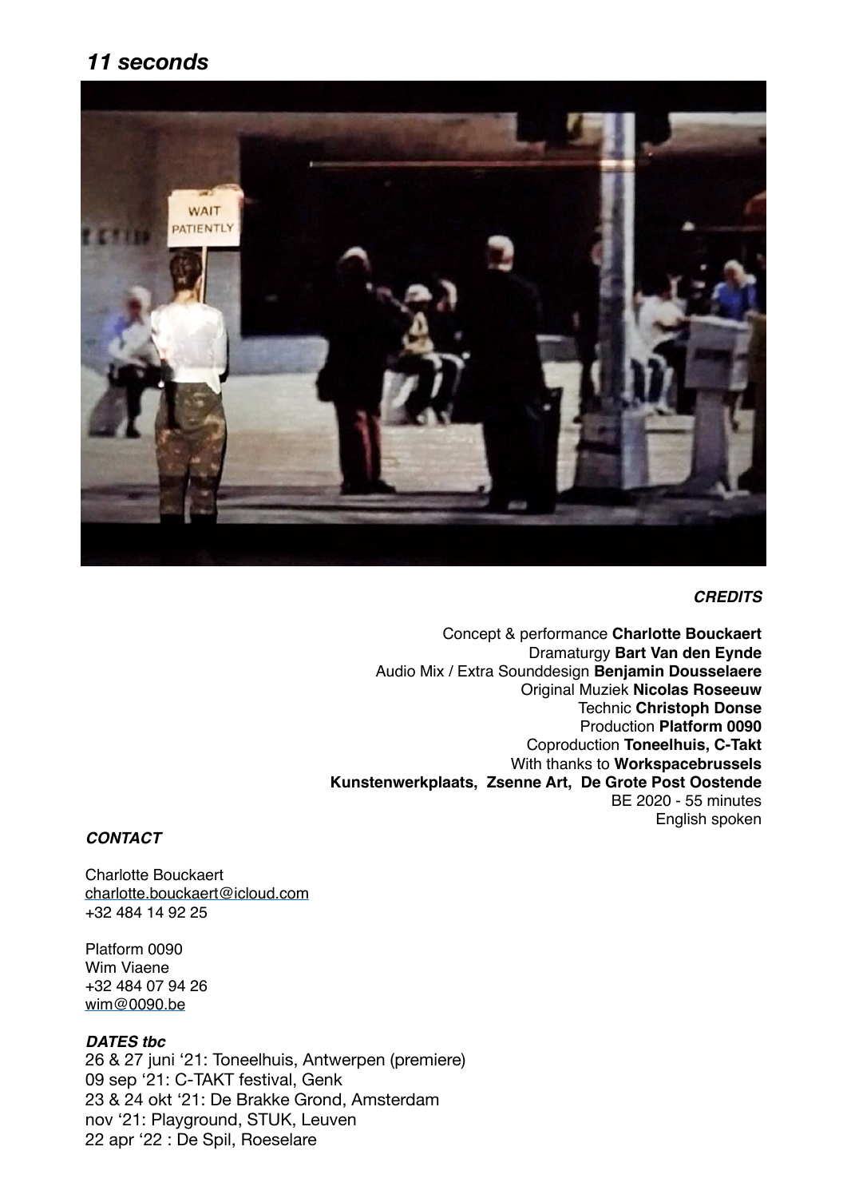# *11 seconds*

***CREDITS***

Concept & performance **Charlotte Bouckaert**
Dramaturgy **Bart Van den Eynde**
Audio Mix / Extra Sounddesign **Benjamin Dousselaere**
Original Muziek **Nicolas Roseeuw**
Technic **Christoph Donse**
Production **Platform 0090**
Coproduction **Toneelhuis, C-Takt**
With thanks to **Workspacebrussels**
**Kunstenwerkplaats, Zsenne Art, De Grote Post Oostende**
BE 2020 - 55 minutes
English spoken

***CONTACT***

Charlotte Bouckaert
charlotte.bouckaert@icloud.com
+32 484 14 92 25

Platform 0090
Wim Viaene
+32 484 07 94 26
wim@0090.be

***DATES tbc***

26 & 27 juni '21: Toneelhuis, Antwerpen (premiere)
09 sep '21: C-TAKT festival, Genk
23 & 24 okt '21: De Brakke Grond, Amsterdam
nov '21: Playground, STUK, Leuven
22 apr '22 : De Spil, Roeselare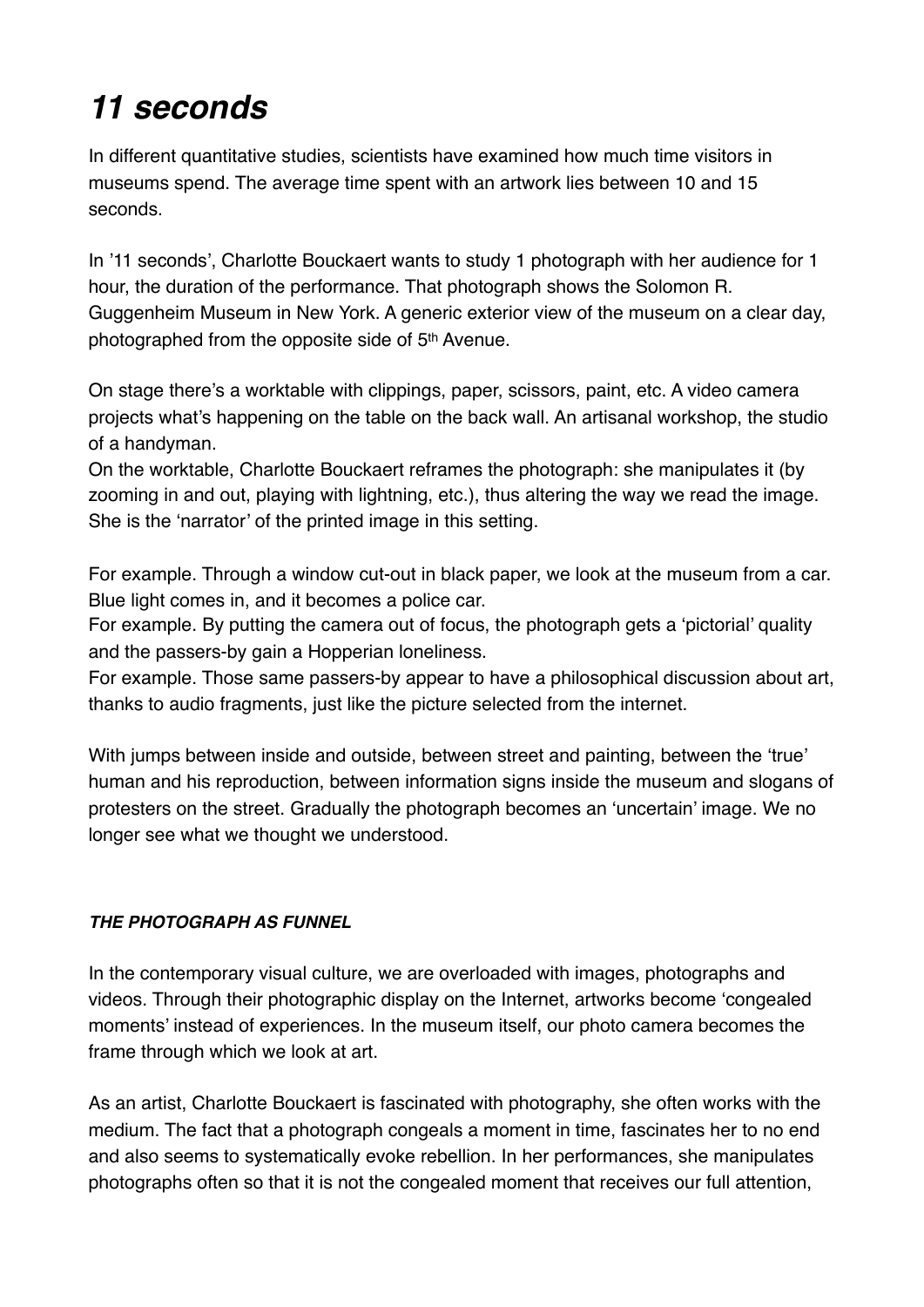# *11 seconds*

In different quantitative studies, scientists have examined how much time visitors in museums spend. The average time spent with an artwork lies between 10 and 15 seconds.

In '11 seconds', Charlotte Bouckaert wants to study 1 photograph with her audience for 1 hour, the duration of the performance. That photograph shows the Solomon R. Guggenheim Museum in New York. A generic exterior view of the museum on a clear day, photographed from the opposite side of 5th Avenue.

On stage there's a worktable with clippings, paper, scissors, paint, etc. A video camera projects what's happening on the table on the back wall. An artisanal workshop, the studio of a handyman.
On the worktable, Charlotte Bouckaert reframes the photograph: she manipulates it (by zooming in and out, playing with lightning, etc.), thus altering the way we read the image. She is the 'narrator' of the printed image in this setting.

For example. Through a window cut-out in black paper, we look at the museum from a car. Blue light comes in, and it becomes a police car.
For example. By putting the camera out of focus, the photograph gets a 'pictorial' quality and the passers-by gain a Hopperian loneliness.
For example. Those same passers-by appear to have a philosophical discussion about art, thanks to audio fragments, just like the picture selected from the internet.

With jumps between inside and outside, between street and painting, between the 'true' human and his reproduction, between information signs inside the museum and slogans of protesters on the street. Gradually the photograph becomes an 'uncertain' image. We no longer see what we thought we understood.

### ***THE PHOTOGRAPH AS FUNNEL***

In the contemporary visual culture, we are overloaded with images, photographs and videos. Through their photographic display on the Internet, artworks become 'congealed moments' instead of experiences. In the museum itself, our photo camera becomes the frame through which we look at art.

As an artist, Charlotte Bouckaert is fascinated with photography, she often works with the medium. The fact that a photograph congeals a moment in time, fascinates her to no end and also seems to systematically evoke rebellion. In her performances, she manipulates photographs often so that it is not the congealed moment that receives our full attention,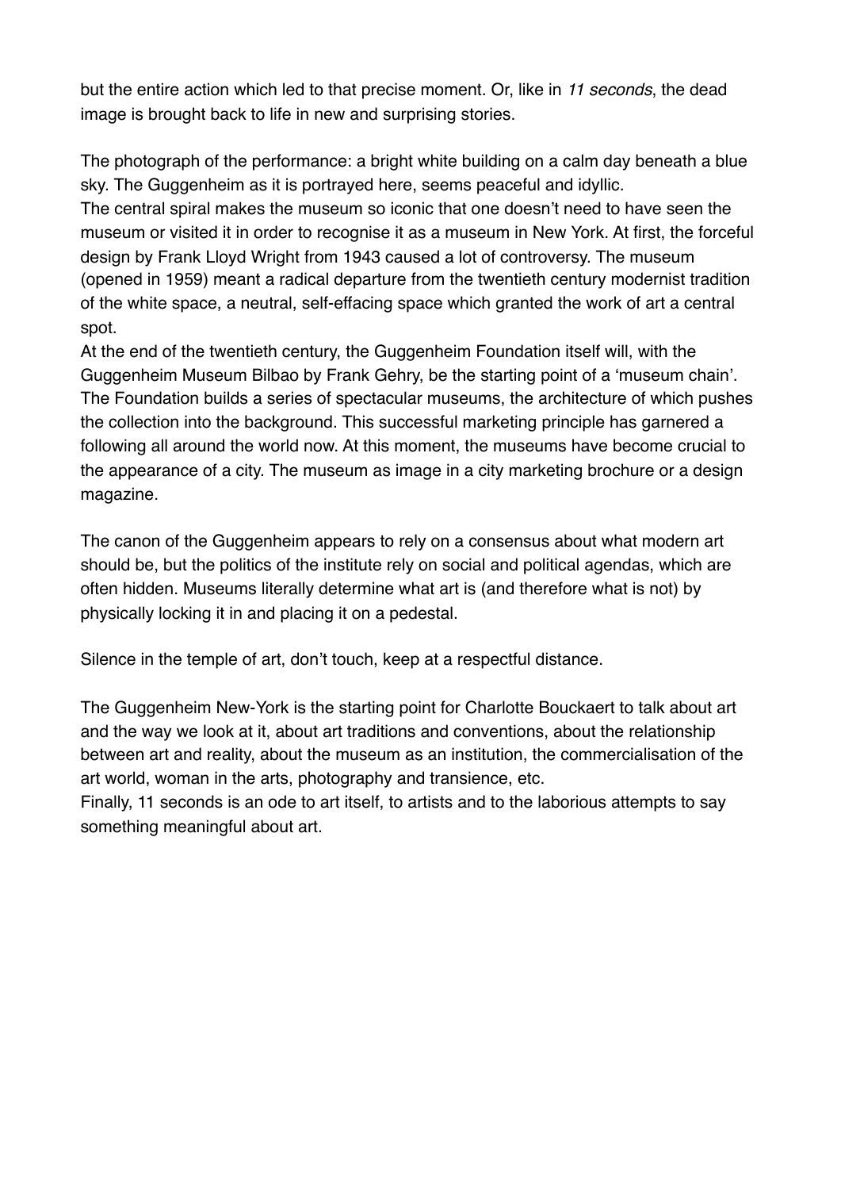but the entire action which led to that precise moment. Or, like in *11 seconds*, the dead image is brought back to life in new and surprising stories.

The photograph of the performance: a bright white building on a calm day beneath a blue sky. The Guggenheim as it is portrayed here, seems peaceful and idyllic.
The central spiral makes the museum so iconic that one doesn't need to have seen the museum or visited it in order to recognise it as a museum in New York. At first, the forceful design by Frank Lloyd Wright from 1943 caused a lot of controversy. The museum (opened in 1959) meant a radical departure from the twentieth century modernist tradition of the white space, a neutral, self-effacing space which granted the work of art a central spot.
At the end of the twentieth century, the Guggenheim Foundation itself will, with the Guggenheim Museum Bilbao by Frank Gehry, be the starting point of a 'museum chain'. The Foundation builds a series of spectacular museums, the architecture of which pushes the collection into the background. This successful marketing principle has garnered a following all around the world now. At this moment, the museums have become crucial to the appearance of a city. The museum as image in a city marketing brochure or a design magazine.

The canon of the Guggenheim appears to rely on a consensus about what modern art should be, but the politics of the institute rely on social and political agendas, which are often hidden. Museums literally determine what art is (and therefore what is not) by physically locking it in and placing it on a pedestal.

Silence in the temple of art, don't touch, keep at a respectful distance.

The Guggenheim New-York is the starting point for Charlotte Bouckaert to talk about art and the way we look at it, about art traditions and conventions, about the relationship between art and reality, about the museum as an institution, the commercialisation of the art world, woman in the arts, photography and transience, etc.
Finally, 11 seconds is an ode to art itself, to artists and to the laborious attempts to say something meaningful about art.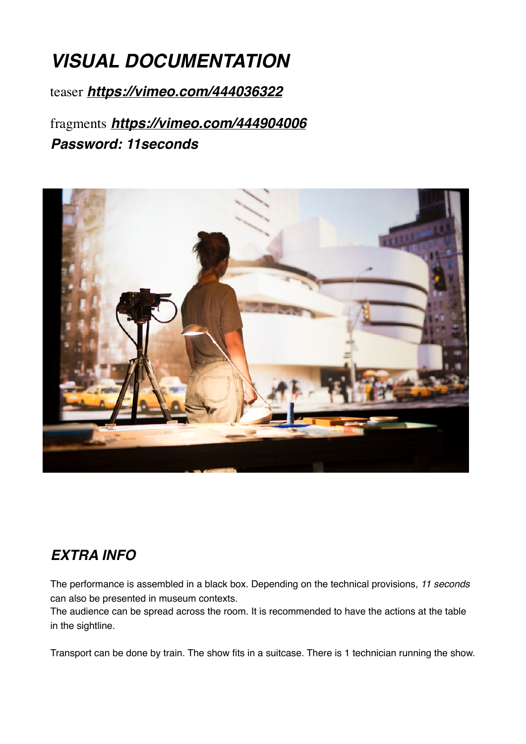## *VISUAL DOCUMENTATION*

teaser ***https://vimeo.com/444036322***

fragments ***https://vimeo.com/444904006***

***Password: 11seconds***

## *EXTRA INFO*

The performance is assembled in a black box. Depending on the technical provisions, *11 seconds* can also be presented in museum contexts.

The audience can be spread across the room. It is recommended to have the actions at the table in the sightline.

Transport can be done by train. The show fits in a suitcase. There is 1 technician running the show.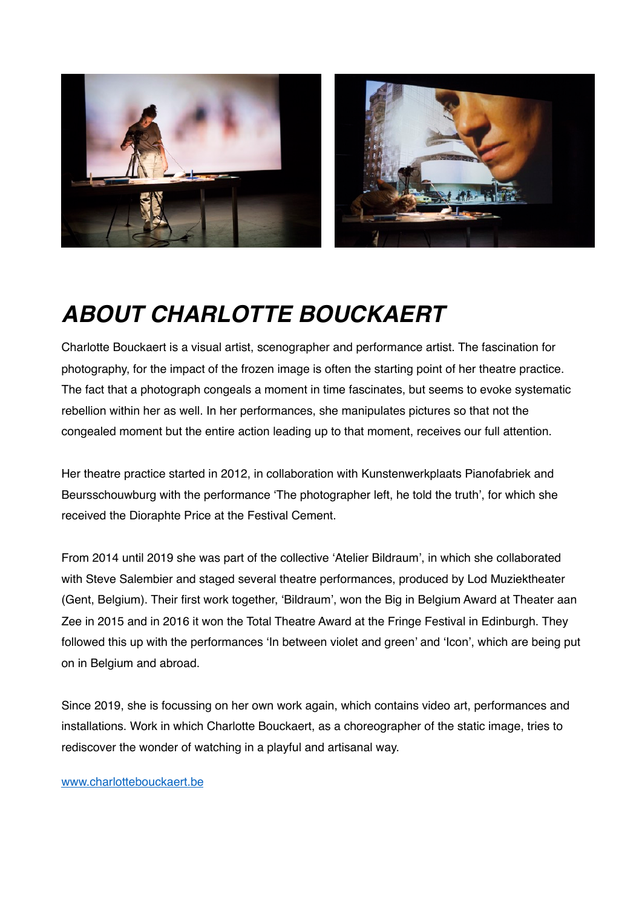# *ABOUT CHARLOTTE BOUCKAERT*

Charlotte Bouckaert is a visual artist, scenographer and performance artist. The fascination for photography, for the impact of the frozen image is often the starting point of her theatre practice. The fact that a photograph congeals a moment in time fascinates, but seems to evoke systematic rebellion within her as well. In her performances, she manipulates pictures so that not the congealed moment but the entire action leading up to that moment, receives our full attention.

Her theatre practice started in 2012, in collaboration with Kunstenwerkplaats Pianofabriek and Beursschouwburg with the performance 'The photographer left, he told the truth', for which she received the Dioraphte Price at the Festival Cement.

From 2014 until 2019 she was part of the collective 'Atelier Bildraum', in which she collaborated with Steve Salembier and staged several theatre performances, produced by Lod Muziektheater (Gent, Belgium). Their first work together, 'Bildraum', won the Big in Belgium Award at Theater aan Zee in 2015 and in 2016 it won the Total Theatre Award at the Fringe Festival in Edinburgh. They followed this up with the performances 'In between violet and green' and 'Icon', which are being put on in Belgium and abroad.

Since 2019, she is focussing on her own work again, which contains video art, performances and installations. Work in which Charlotte Bouckaert, as a choreographer of the static image, tries to rediscover the wonder of watching in a playful and artisanal way.

[www.charlottebouckaert.be](http://www.charlottebouckaert.be)